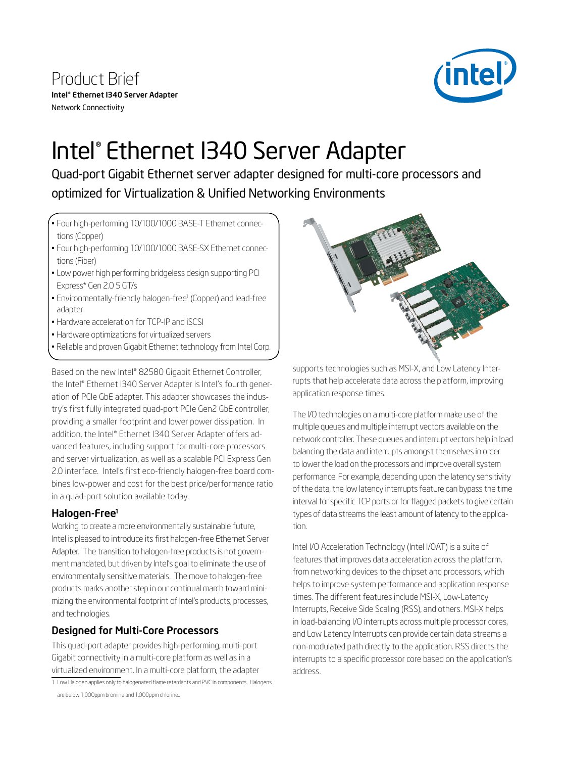Product Brief

**Intel® Ethernet I340 Server Adapter**

Network Connectivity

# Intel® Ethernet I340 Server Adapter

Quad-port Gigabit Ethernet server adapter designed for multi-core processors and optimized for Virtualization & Unified Networking Environments

- Four high-performing 10/100/1000 BASE-T Ethernet connections (Copper)
- Four high-performing 10/100/1000 BASE-SX Ethernet connections (Fiber)
- Low power high performing bridgeless design supporting PCI Express* Gen 2.0 5 GT/s
- Environmentally-friendly halogen-free[1] (Copper) and lead-free adapter
- Hardware acceleration for TCP-IP and iSCSI
- Hardware optimizations for virtualized servers
- Reliable and proven Gigabit Ethernet technology from Intel Corp.

Based on the new Intel® 82580 Gigabit Ethernet Controller, the Intel® Ethernet I340 Server Adapter is Intel's fourth generation of PCIe GbE adapter. This adapter showcases the industry's first fully integrated quad-port PCIe Gen2 GbE controller, providing a smaller footprint and lower power dissipation. In addition, the Intel® Ethernet I340 Server Adapter offers advanced features, including support for multi-core processors and server virtualization, as well as a scalable PCI Express Gen 2.0 interface. Intel's first eco-friendly halogen-free board combines low-power and cost for the best price/performance ratio in a quad-port solution available today.

## Halogen-Free[1]

Working to create a more environmentally sustainable future, Intel is pleased to introduce its first halogen-free Ethernet Server Adapter. The transition to halogen-free products is not government mandated, but driven by Intel's goal to eliminate the use of environmentally sensitive materials. The move to halogen-free products marks another step in our continual march toward minimizing the environmental footprint of Intel's products, processes, and technologies.

## Designed for Multi-Core Processors

This quad-port adapter provides high-performing, multi-port Gigabit connectivity in a multi-core platform as well as in a virtualized environment. In a multi-core platform, the adapter supports technologies such as MSI-X, and Low Latency Interrupts that help accelerate data across the platform, improving application response times.

The I/O technologies on a multi-core platform make use of the multiple queues and multiple interrupt vectors available on the network controller. These queues and interrupt vectors help in load balancing the data and interrupts amongst themselves in order to lower the load on the processors and improve overall system performance. For example, depending upon the latency sensitivity of the data, the low latency interrupts feature can bypass the time interval for specific TCP ports or for flagged packets to give certain types of data streams the least amount of latency to the application.

Intel I/O Acceleration Technology (Intel I/OAT) is a suite of features that improves data acceleration across the platform, from networking devices to the chipset and processors, which helps to improve system performance and application response times. The different features include MSI-X, Low-Latency Interrupts, Receive Side Scaling (RSS), and others. MSI-X helps in load-balancing I/O interrupts across multiple processor cores, and Low Latency Interrupts can provide certain data streams a non-modulated path directly to the application. RSS directs the interrupts to a specific processor core based on the application's address.

1 Low Halogen applies only to halogenated flame retardants and PVC in components. Halogens are below 1,000ppm bromine and 1,000ppm chlorine..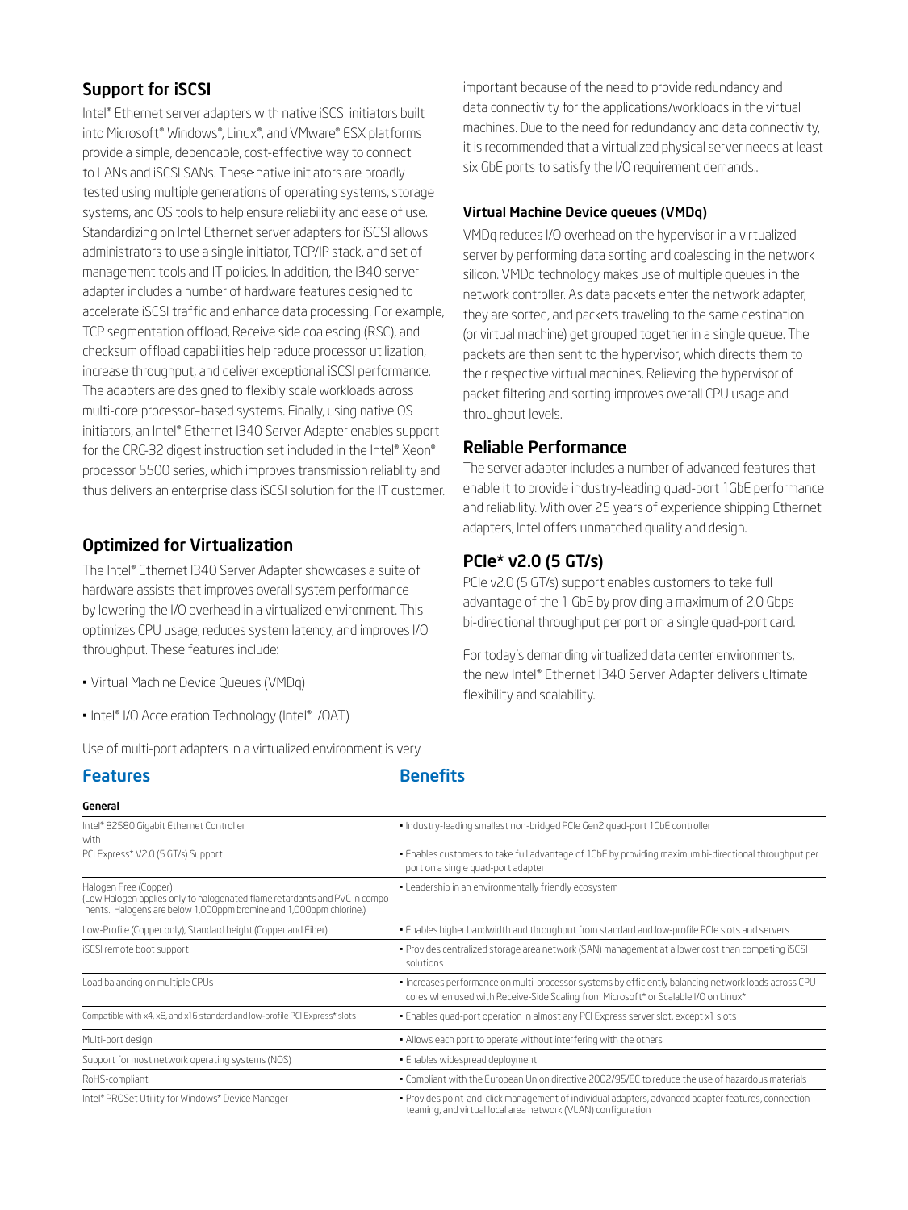## Support for iSCSI

Intel® Ethernet server adapters with native iSCSI initiators built into Microsoft® Windows®, Linux®, and VMware® ESX platforms provide a simple, dependable, cost-effective way to connect to LANs and iSCSI SANs. These native initiators are broadly tested using multiple generations of operating systems, storage systems, and OS tools to help ensure reliability and ease of use. Standardizing on Intel Ethernet server adapters for iSCSI allows administrators to use a single initiator, TCP/IP stack, and set of management tools and IT policies. In addition, the I340 server adapter includes a number of hardware features designed to accelerate iSCSI traffic and enhance data processing. For example, TCP segmentation offload, Receive side coalescing (RSC), and checksum offload capabilities help reduce processor utilization, increase throughput, and deliver exceptional iSCSI performance. The adapters are designed to flexibly scale workloads across multi-core processor–based systems. Finally, using native OS initiators, an Intel® Ethernet I340 Server Adapter enables support for the CRC-32 digest instruction set included in the Intel® Xeon® processor 5500 series, which improves transmission reliablity and thus delivers an enterprise class iSCSI solution for the IT customer.

## Optimized for Virtualization

The Intel® Ethernet I340 Server Adapter showcases a suite of hardware assists that improves overall system performance by lowering the I/O overhead in a virtualized environment. This optimizes CPU usage, reduces system latency, and improves I/O throughput. These features include:

- Virtual Machine Device Queues (VMDq)
- Intel® I/O Acceleration Technology (Intel® I/OAT)

Use of multi-port adapters in a virtualized environment is very important because of the need to provide redundancy and data connectivity for the applications/workloads in the virtual machines. Due to the need for redundancy and data connectivity, it is recommended that a virtualized physical server needs at least six GbE ports to satisfy the I/O requirement demands..

### Virtual Machine Device queues (VMDq)

VMDq reduces I/O overhead on the hypervisor in a virtualized server by performing data sorting and coalescing in the network silicon. VMDq technology makes use of multiple queues in the network controller. As data packets enter the network adapter, they are sorted, and packets traveling to the same destination (or virtual machine) get grouped together in a single queue. The packets are then sent to the hypervisor, which directs them to their respective virtual machines. Relieving the hypervisor of packet filtering and sorting improves overall CPU usage and throughput levels.

## Reliable Performance

The server adapter includes a number of advanced features that enable it to provide industry-leading quad-port 1GbE performance and reliability. With over 25 years of experience shipping Ethernet adapters, Intel offers unmatched quality and design.

## PCIe* v2.0 (5 GT/s)

PCIe v2.0 (5 GT/s) support enables customers to take full advantage of the 1 GbE by providing a maximum of 2.0 Gbps bi-directional throughput per port on a single quad-port card.

For today's demanding virtualized data center environments, the new Intel® Ethernet I340 Server Adapter delivers ultimate flexibility and scalability.

| Features | Benefits |
|---|---|
| **General** | |
| Intel® 82580 Gigabit Ethernet Controller with | • Industry-leading smallest non-bridged PCIe Gen2 quad-port 1GbE controller |
| PCI Express* V2.0 (5 GT/s) Support | • Enables customers to take full advantage of 1GbE by providing maximum bi-directional throughput per port on a single quad-port adapter |
| Halogen Free (Copper) (Low Halogen applies only to halogenated flame retardants and PVC in components. Halogens are below 1,000ppm bromine and 1,000ppm chlorine.) | • Leadership in an environmentally friendly ecosystem |
| Low-Profile (Copper only), Standard height (Copper and Fiber) | • Enables higher bandwidth and throughput from standard and low-profile PCIe slots and servers |
| iSCSI remote boot support | • Provides centralized storage area network (SAN) management at a lower cost than competing iSCSI solutions |
| Load balancing on multiple CPUs | • Increases performance on multi-processor systems by efficiently balancing network loads across CPU cores when used with Receive-Side Scaling from Microsoft* or Scalable I/O on Linux* |
| Compatible with x4, x8, and x16 standard and low-profile PCI Express* slots | • Enables quad-port operation in almost any PCI Express server slot, except x1 slots |
| Multi-port design | • Allows each port to operate without interfering with the others |
| Support for most network operating systems (NOS) | • Enables widespread deployment |
| RoHS-compliant | • Compliant with the European Union directive 2002/95/EC to reduce the use of hazardous materials |
| Intel® PROSet Utility for Windows* Device Manager | • Provides point-and-click management of individual adapters, advanced adapter features, connection teaming, and virtual local area network (VLAN) configuration |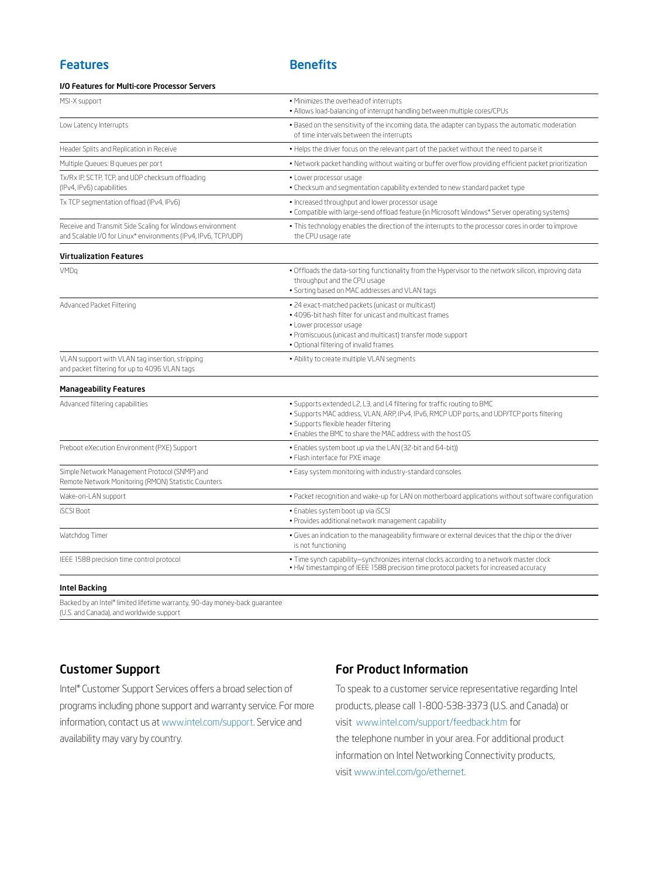| Features | Benefits |
|---|---|
| **I/O Features for Multi-core Processor Servers** | |
| MSI-X support | • Minimizes the overhead of interrupts<br>• Allows load-balancing of interrupt handling between multiple cores/CPUs |
| Low Latency Interrupts | • Based on the sensitivity of the incoming data, the adapter can bypass the automatic moderation of time intervals between the interrupts |
| Header Splits and Replication in Receive | • Helps the driver focus on the relevant part of the packet without the need to parse it |
| Multiple Queues: 8 queues per port | • Network packet handling without waiting or buffer overflow providing efficient packet prioritization |
| Tx/Rx IP, SCTP, TCP, and UDP checksum offloading (IPv4, IPv6) capabilities | • Lower processor usage<br>• Checksum and segmentation capability extended to new standard packet type |
| Tx TCP segmentation offload (IPv4, IPv6) | • Increased throughput and lower processor usage<br>• Compatible with large-send offload feature (in Microsoft Windows* Server operating systems) |
| Receive and Transmit Side Scaling for Windows environment and Scalable I/O for Linux* environments (IPv4, IPv6, TCP/UDP) | • This technology enables the direction of the interrupts to the processor cores in order to improve the CPU usage rate |
| **Virtualization Features** | |
| VMDq | • Offloads the data-sorting functionality from the Hypervisor to the network silicon, improving data throughput and the CPU usage<br>• Sorting based on MAC addresses and VLAN tags |
| Advanced Packet Filtering | • 24 exact-matched packets (unicast or multicast)<br>• 4096-bit hash filter for unicast and multicast frames<br>• Lower processor usage<br>• Promiscuous (unicast and multicast) transfer mode support<br>• Optional filtering of invalid frames |
| VLAN support with VLAN tag insertion, stripping and packet filtering for up to 4096 VLAN tags | • Ability to create multiple VLAN segments |
| **Manageability Features** | |
| Advanced filtering capabilities | • Supports extended L2, L3, and L4 filtering for traffic routing to BMC<br>• Supports MAC address, VLAN, ARP, IPv4, IPv6, RMCP UDP ports, and UDP/TCP ports filtering<br>• Supports flexible header filtering<br>• Enables the BMC to share the MAC address with the host OS |
| Preboot eXecution Environment (PXE) Support | • Enables system boot up via the LAN (32-bit and 64-bit))<br>• Flash interface for PXE image |
| Simple Network Management Protocol (SNMP) and Remote Network Monitoring (RMON) Statistic Counters | • Easy system monitoring with industry-standard consoles |
| Wake-on-LAN support | • Packet recognition and wake-up for LAN on motherboard applications without software configuration |
| iSCSI Boot | • Enables system boot up via iSCSI<br>• Provides additional network management capability |
| Watchdog Timer | • Gives an indication to the manageability firmware or external devices that the chip or the driver is not functioning |
| IEEE 1588 precision time control protocol | • Time synch capability—synchronizes internal clocks according to a network master clock<br>• HW timestamping of IEEE 1588 precision time protocol packets for increased accuracy |
| **Intel Backing** | |
| Backed by an Intel® limited lifetime warranty, 90-day money-back guarantee (U.S. and Canada), and worldwide support | |

## Customer Support

Intel® Customer Support Services offers a broad selection of programs including phone support and warranty service. For more information, contact us at www.intel.com/support. Service and availability may vary by country.

## For Product Information

To speak to a customer service representative regarding Intel products, please call 1-800-538-3373 (U.S. and Canada) or visit www.intel.com/support/feedback.htm for the telephone number in your area. For additional product information on Intel Networking Connectivity products, visit www.intel.com/go/ethernet.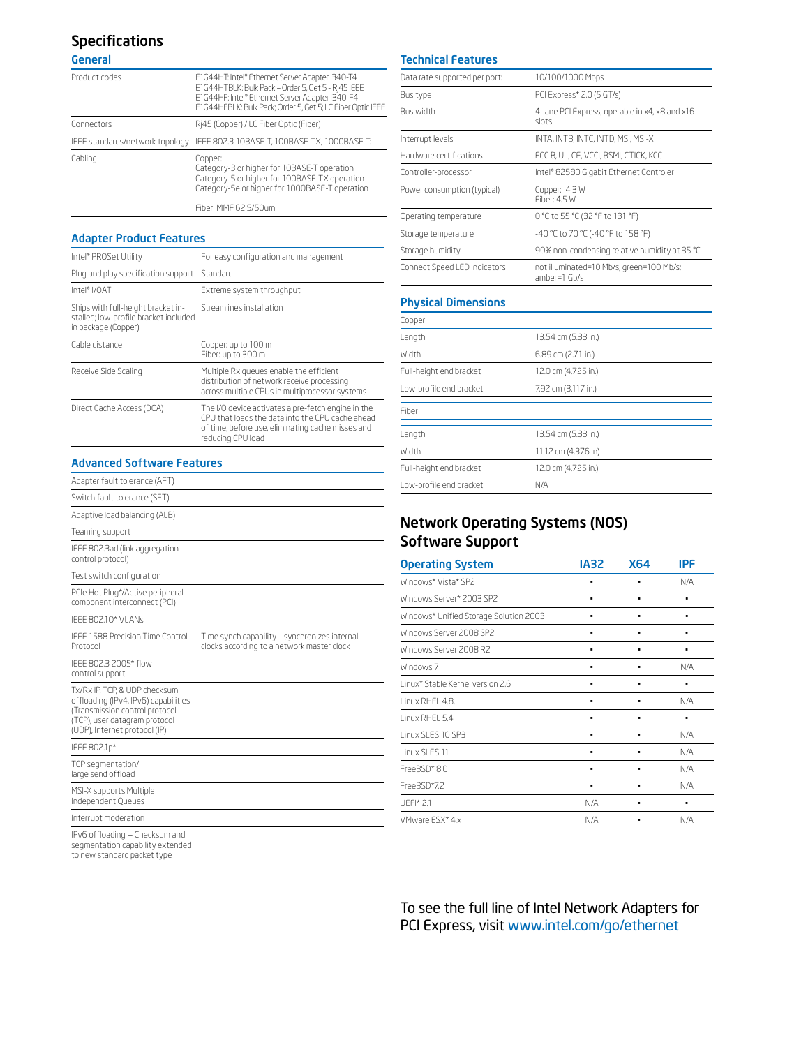# Specifications

## General

| | |
|---|---|
| Product codes | E1G44HT: Intel® Ethernet Server Adapter I340-T4<br>E1G44HTBLK: Bulk Pack – Order 5, Get 5 - RJ45 IEEE<br>E1G44HF: Intel® Ethernet Server Adapter I340-F4<br>E1G44HFBLK: Bulk Pack; Order 5, Get 5; LC Fiber Optic IEEE |
| Connectors | RJ45 (Copper) / LC Fiber Optic (Fiber) |
| IEEE standards/network topology | IEEE 802.3 10BASE-T, 100BASE-TX, 1000BASE-T: |
| Cabling | Copper:<br>Category-3 or higher for 10BASE-T operation<br>Category-5 or higher for 100BASE-TX operation<br>Category-5e or higher for 1000BASE-T operation<br><br>Fiber: MMF 62.5/50um |

## Adapter Product Features

| | |
|---|---|
| Intel® PROSet Utility | For easy configuration and management |
| Plug and play specification support | Standard |
| Intel® I/OAT | Extreme system throughput |
| Ships with full-height bracket installed; low-profile bracket included in package (Copper) | Streamlines installation |
| Cable distance | Copper: up to 100 m<br>Fiber: up to 300 m |
| Receive Side Scaling | Multiple Rx queues enable the efficient distribution of network receive processing across multiple CPUs in multiprocessor systems |
| Direct Cache Access (DCA) | The I/O device activates a pre-fetch engine in the CPU that loads the data into the CPU cache ahead of time, before use, eliminating cache misses and reducing CPU load |

## Advanced Software Features

| | |
|---|---|
| Adapter fault tolerance (AFT) | |
| Switch fault tolerance (SFT) | |
| Adaptive load balancing (ALB) | |
| Teaming support | |
| IEEE 802.3ad (link aggregation control protocol) | |
| Test switch configuration | |
| PCIe Hot Plug*/Active peripheral component interconnect (PCI) | |
| IEEE 802.1Q* VLANs | |
| IEEE 1588 Precision Time Control Protocol | Time synch capability – synchronizes internal clocks according to a network master clock |
| IEEE 802.3 2005* flow control support | |
| Tx/Rx IP, TCP, & UDP checksum offloading (IPv4, IPv6) capabilities (Transmission control protocol (TCP), user datagram protocol (UDP), Internet protocol (IP) | |
| IEEE 802.1p* | |
| TCP segmentation/ large send offload | |
| MSI-X supports Multiple Independent Queues | |
| Interrupt moderation | |
| IPv6 offloading – Checksum and segmentation capability extended to new standard packet type | |

## Technical Features

| | |
|---|---|
| Data rate supported per port: | 10/100/1000 Mbps |
| Bus type | PCI Express* 2.0 (5 GT/s) |
| Bus width | 4-lane PCI Express; operable in x4, x8 and x16 slots |
| Interrupt levels | INTA, INTB, INTC, INTD, MSI, MSI-X |
| Hardware certifications | FCC B, UL, CE, VCCI, BSMI, CTICK, KCC |
| Controller-processor | Intel® 82580 Gigabit Ethernet Controler |
| Power consumption (typical) | Copper: 4.3 W<br>Fiber: 4.5 W |
| Operating temperature | 0 °C to 55 °C (32 °F to 131 °F) |
| Storage temperature | -40 °C to 70 °C (-40 °F to 158 °F) |
| Storage humidity | 90% non-condensing relative humidity at 35 °C |
| Connect Speed LED Indicators | not illuminated=10 Mb/s; green=100 Mb/s; amber=1 Gb/s |

## Physical Dimensions

| Copper | |
|---|---|
| Length | 13.54 cm (5.33 in.) |
| Width | 6.89 cm (2.71 in.) |
| Full-height end bracket | 12.0 cm (4.725 in.) |
| Low-profile end bracket | 7.92 cm (3.117 in.) |

| Fiber | |
|---|---|
| Length | 13.54 cm (5.33 in.) |
| Width | 11.12 cm (4.376 in) |
| Full-height end bracket | 12.0 cm (4.725 in.) |
| Low-profile end bracket | N/A |

# Network Operating Systems (NOS) Software Support

| Operating System | IA32 | X64 | IPF |
|---|---|---|---|
| Windows* Vista* SP2 | • | • | N/A |
| Windows Server* 2003 SP2 | • | • | • |
| Windows* Unified Storage Solution 2003 | • | • | • |
| Windows Server 2008 SP2 | • | • | • |
| Windows Server 2008 R2 | • | • | • |
| Windows 7 | • | • | N/A |
| Linux* Stable Kernel version 2.6 | • | • | • |
| Linux RHEL 4.8. | • | • | N/A |
| Linux RHEL 5.4 | • | • | • |
| Linux SLES 10 SP3 | • | • | N/A |
| Linux SLES 11 | • | • | N/A |
| FreeBSD* 8.0 | • | • | N/A |
| FreeBSD*7.2 | • | • | N/A |
| UEFI* 2.1 | N/A | • | • |
| VMware ESX* 4.x | N/A | • | N/A |

To see the full line of Intel Network Adapters for PCI Express, visit www.intel.com/go/ethernet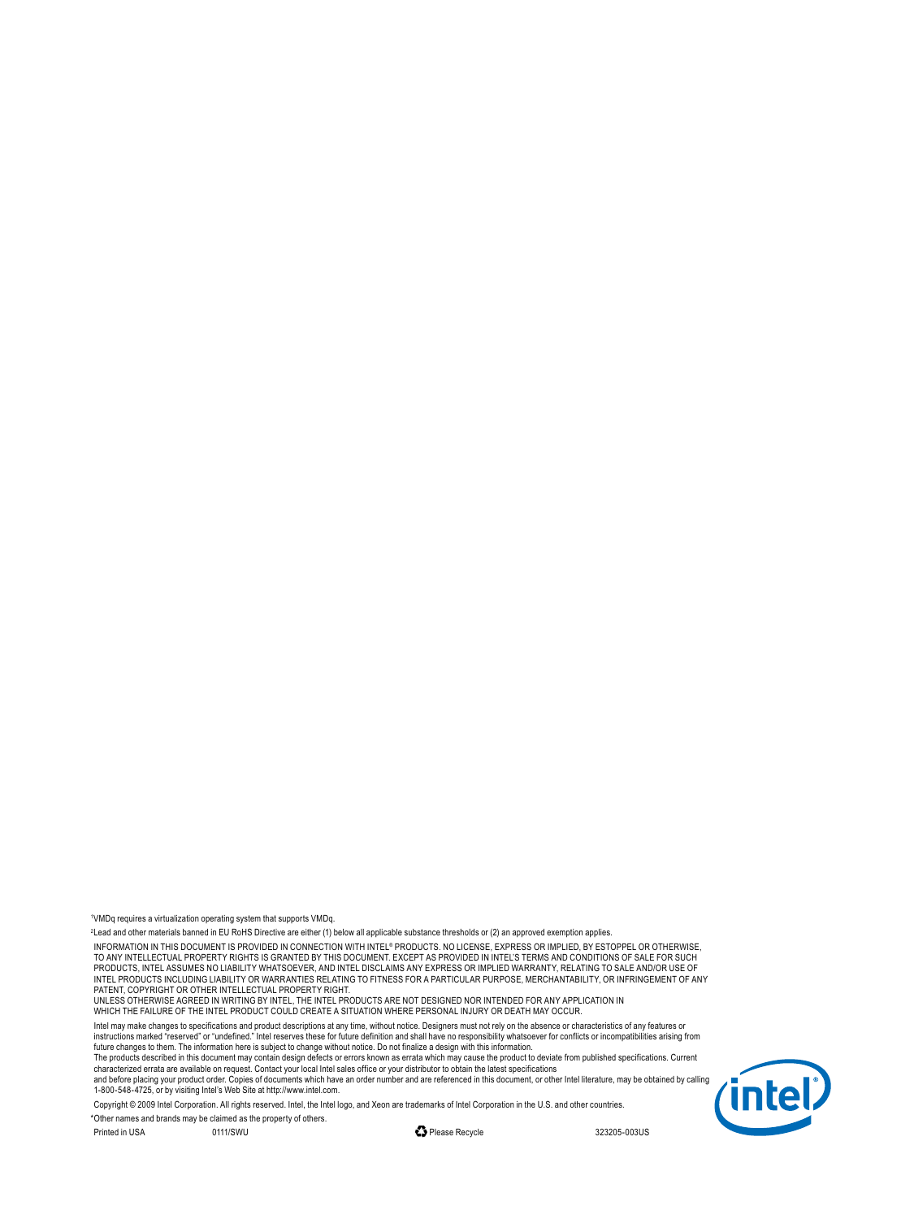[1]VMDq requires a virtualization operating system that supports VMDq.

[2]Lead and other materials banned in EU RoHS Directive are either (1) below all applicable substance thresholds or (2) an approved exemption applies.

INFORMATION IN THIS DOCUMENT IS PROVIDED IN CONNECTION WITH INTEL® PRODUCTS. NO LICENSE, EXPRESS OR IMPLIED, BY ESTOPPEL OR OTHERWISE, TO ANY INTELLECTUAL PROPERTY RIGHTS IS GRANTED BY THIS DOCUMENT. EXCEPT AS PROVIDED IN INTEL'S TERMS AND CONDITIONS OF SALE FOR SUCH PRODUCTS, INTEL ASSUMES NO LIABILITY WHATSOEVER, AND INTEL DISCLAIMS ANY EXPRESS OR IMPLIED WARRANTY, RELATING TO SALE AND/OR USE OF INTEL PRODUCTS INCLUDING LIABILITY OR WARRANTIES RELATING TO FITNESS FOR A PARTICULAR PURPOSE, MERCHANTABILITY, OR INFRINGEMENT OF ANY PATENT, COPYRIGHT OR OTHER INTELLECTUAL PROPERTY RIGHT.
UNLESS OTHERWISE AGREED IN WRITING BY INTEL, THE INTEL PRODUCTS ARE NOT DESIGNED NOR INTENDED FOR ANY APPLICATION IN WHICH THE FAILURE OF THE INTEL PRODUCT COULD CREATE A SITUATION WHERE PERSONAL INJURY OR DEATH MAY OCCUR.

Intel may make changes to specifications and product descriptions at any time, without notice. Designers must not rely on the absence or characteristics of any features or instructions marked "reserved" or "undefined." Intel reserves these for future definition and shall have no responsibility whatsoever for conflicts or incompatibilities arising from future changes to them. The information here is subject to change without notice. Do not finalize a design with this information.
The products described in this document may contain design defects or errors known as errata which may cause the product to deviate from published specifications. Current characterized errata are available on request. Contact your local Intel sales office or your distributor to obtain the latest specifications and before placing your product order. Copies of documents which have an order number and are referenced in this document, or other Intel literature, may be obtained by calling 1-800-548-4725, or by visiting Intel's Web Site at http://www.intel.com.

Copyright © 2009 Intel Corporation. All rights reserved. Intel, the Intel logo, and Xeon are trademarks of Intel Corporation in the U.S. and other countries.

*Other names and brands may be claimed as the property of others.

Printed in USA 0111/SWU Please Recycle 323205-003US